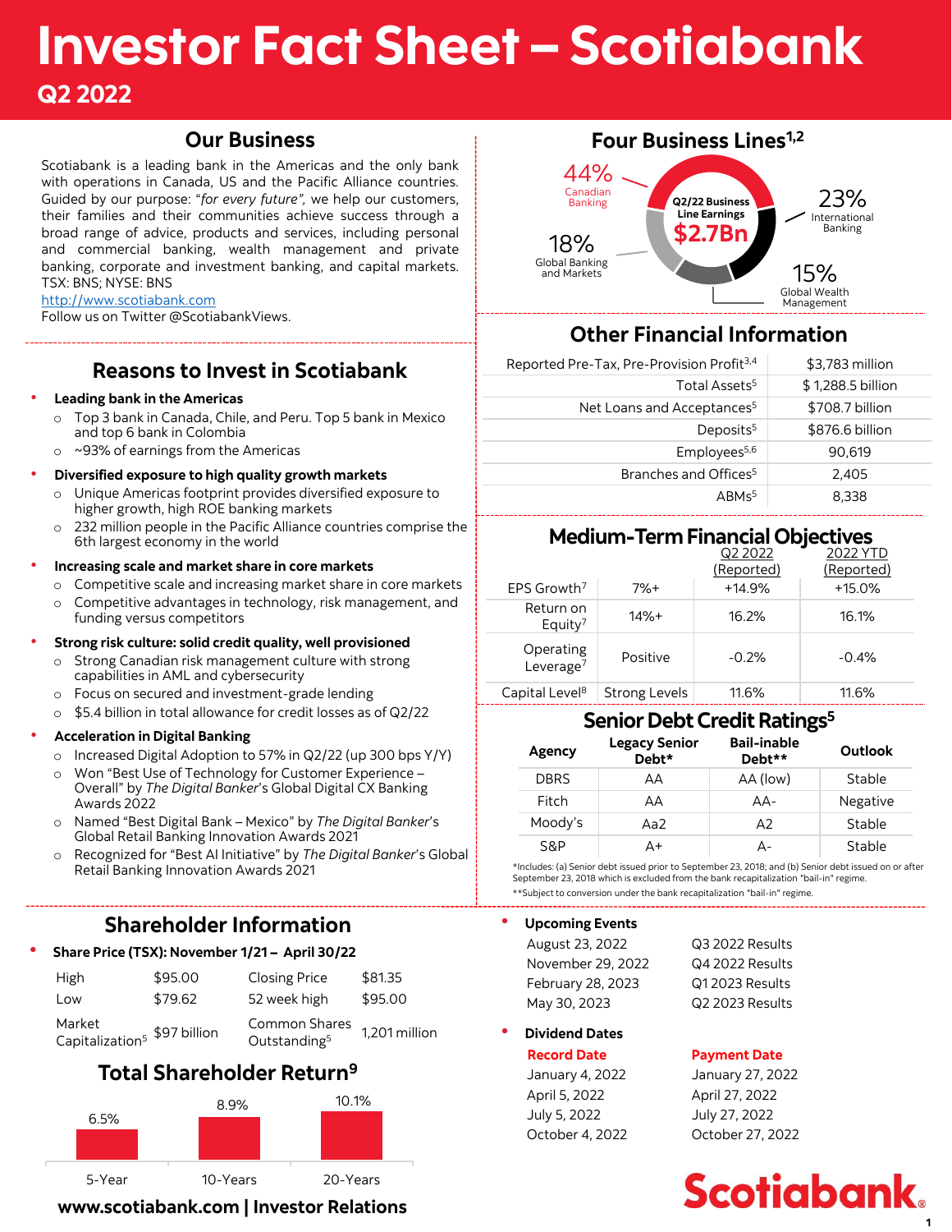# Investor Fact Sheet – Scotiabank

## Q2 2022

## Our Business

Scotiabank is a leading bank in the Americas and the only bank with operations in Canada, US and the Pacific Alliance countries. Guided by our purpose: "*for every future*", we help our customers, their families and their communities achieve success through a broad range of advice, products and services, including personal and commercial banking, wealth management and private banking, corporate and investment banking, and capital markets.
TSX: BNS; NYSE: BNS
http://www.scotiabank.com
Follow us on Twitter @ScotiabankViews.

## Reasons to Invest in Scotiabank

- **Leading bank in the Americas**
  - Top 3 bank in Canada, Chile, and Peru. Top 5 bank in Mexico and top 6 bank in Colombia
  - ~93% of earnings from the Americas
- **Diversified exposure to high quality growth markets**
  - Unique Americas footprint provides diversified exposure to higher growth, high ROE banking markets
  - 232 million people in the Pacific Alliance countries comprise the 6th largest economy in the world
- **Increasing scale and market share in core markets**
  - Competitive scale and increasing market share in core markets
  - Competitive advantages in technology, risk management, and funding versus competitors
- **Strong risk culture: solid credit quality, well provisioned**
  - Strong Canadian risk management culture with strong capabilities in AML and cybersecurity
  - Focus on secured and investment-grade lending
  - $5.4 billion in total allowance for credit losses as of Q2/22
- **Acceleration in Digital Banking**
  - Increased Digital Adoption to 57% in Q2/22 (up 300 bps Y/Y)
  - Won "Best Use of Technology for Customer Experience – Overall" by *The Digital Banker*'s Global Digital CX Banking Awards 2022
  - Named "Best Digital Bank – Mexico" by *The Digital Banker*'s Global Retail Banking Innovation Awards 2021
  - Recognized for "Best AI Initiative" by *The Digital Banker*'s Global Retail Banking Innovation Awards 2021

## Four Business Lines[1,2]

Q2/22 Business Line Earnings
$2.7Bn

44% Canadian Banking
23% International Banking
15% Global Wealth Management
18% Global Banking and Markets

## Other Financial Information

| | |
|---|---|
| Reported Pre-Tax, Pre-Provision Profit[3,4] | $3,783 million |
| Total Assets[5] | $ 1,288.5 billion |
| Net Loans and Acceptances[5] | $708.7 billion |
| Deposits[5] | $876.6 billion |
| Employees[5,6] | 90,619 |
| Branches and Offices[5] | 2,405 |
| ABMs[5] | 8,338 |

## Medium-Term Financial Objectives

| | | Q2 2022 (Reported) | 2022 YTD (Reported) |
|---|---|---|---|
| EPS Growth[7] | 7%+ | +14.9% | +15.0% |
| Return on Equity[7] | 14%+ | 16.2% | 16.1% |
| Operating Leverage[7] | Positive | -0.2% | -0.4% |
| Capital Level[8] | Strong Levels | 11.6% | 11.6% |

## Senior Debt Credit Ratings[5]

| Agency | Legacy Senior Debt* | Bail-inable Debt** | Outlook |
|---|---|---|---|
| DBRS | AA | AA (low) | Stable |
| Fitch | AA | AA- | Negative |
| Moody's | Aa2 | A2 | Stable |
| S&P | A+ | A- | Stable |

*Includes: (a) Senior debt issued prior to September 23, 2018; and (b) Senior debt issued on or after September 23, 2018 which is excluded from the bank recapitalization "bail-in" regime.
**Subject to conversion under the bank recapitalization "bail-in" regime.

## Shareholder Information

- **Share Price (TSX): November 1/21 – April 30/22**

| | | | |
|---|---|---|---|
| High | $95.00 | Closing Price | $81.35 |
| Low | $79.62 | 52 week high | $95.00 |
| Market Capitalization[5] | $97 billion | Common Shares Outstanding[5] | 1,201 million |

## Total Shareholder Return[9]

6.5%
8.9%
10.1%
5-Year
10-Years
20-Years

- **Upcoming Events**

| | |
|---|---|
| August 23, 2022 | Q3 2022 Results |
| November 29, 2022 | Q4 2022 Results |
| February 28, 2023 | Q1 2023 Results |
| May 30, 2023 | Q2 2023 Results |

- **Dividend Dates**

| Record Date | Payment Date |
|---|---|
| January 4, 2022 | January 27, 2022 |
| April 5, 2022 | April 27, 2022 |
| July 5, 2022 | July 27, 2022 |
| October 4, 2022 | October 27, 2022 |

**www.scotiabank.com | Investor Relations**

Scotiabank.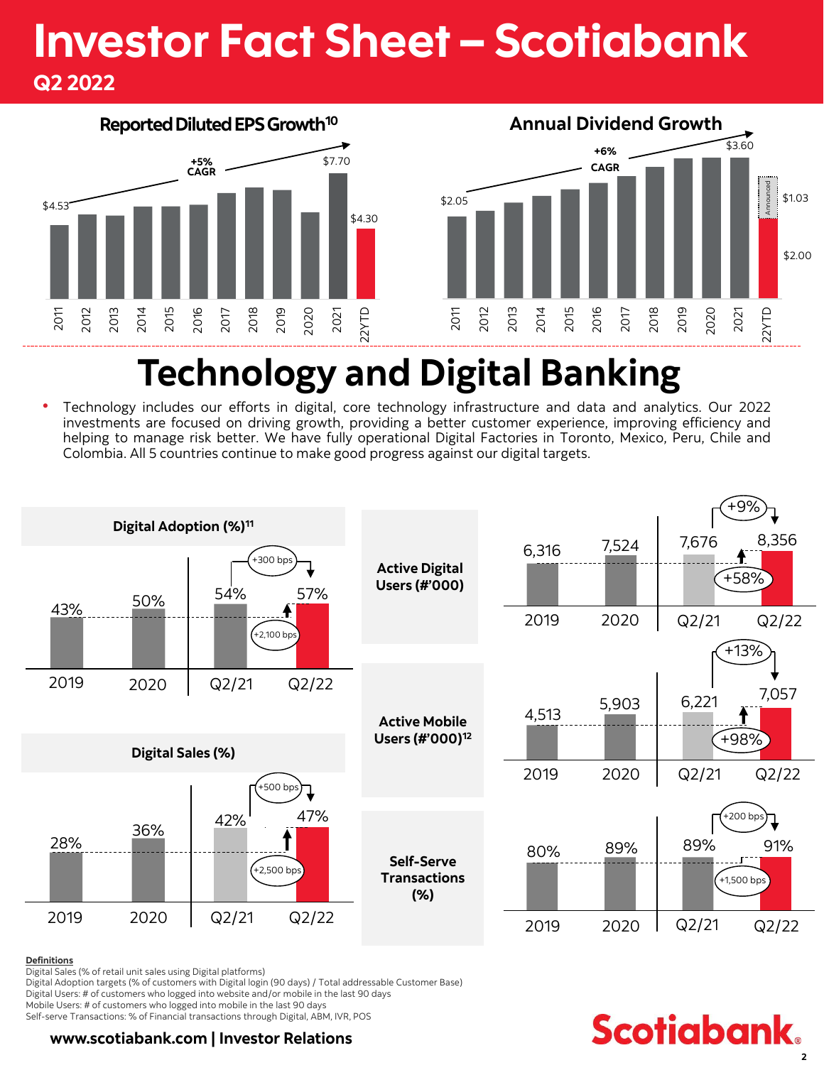# Investor Fact Sheet – Scotiabank

## Q2 2022

### Reported Diluted EPS Growth[10]

+5% CAGR

$4.53

$7.70

$4.30

2011 2012 2013 2014 2015 2016 2017 2018 2019 2020 2021 22YTD

### Annual Dividend Growth

+6% CAGR

$2.05

$3.60

Announced

$1.03

$2.00

2011 2012 2013 2014 2015 2016 2017 2018 2019 2020 2021 22YTD

# Technology and Digital Banking

- Technology includes our efforts in digital, core technology infrastructure and data and analytics. Our 2022 investments are focused on driving growth, providing a better customer experience, improving efficiency and helping to manage risk better. We have fully operational Digital Factories in Toronto, Mexico, Peru, Chile and Colombia. All 5 countries continue to make good progress against our digital targets.

### Digital Adoption (%)[11]

43% 50% 54% 57%

+300 bps

+2,100 bps

2019 2020 Q2/21 Q2/22

### Digital Sales (%)

28% 36% 42% 47%

+500 bps

+2,500 bps

2019 2020 Q2/21 Q2/22

### Active Digital Users (#'000)

6,316 7,524 7,676 8,356

+9%

+58%

2019 2020 Q2/21 Q2/22

### Active Mobile Users (#'000)[12]

4,513 5,903 6,221 7,057

+13%

+98%

2019 2020 Q2/21 Q2/22

### Self-Serve Transactions (%)

80% 89% 89% 91%

+200 bps

+1,500 bps

2019 2020 Q2/21 Q2/22

**Definitions**

Digital Sales (% of retail unit sales using Digital platforms)

Digital Adoption targets (% of customers with Digital login (90 days) / Total addressable Customer Base)

Digital Users: # of customers who logged into website and/or mobile in the last 90 days

Mobile Users: # of customers who logged into mobile in the last 90 days

Self-serve Transactions: % of Financial transactions through Digital, ABM, IVR, POS

**www.scotiabank.com | Investor Relations**

Scotiabank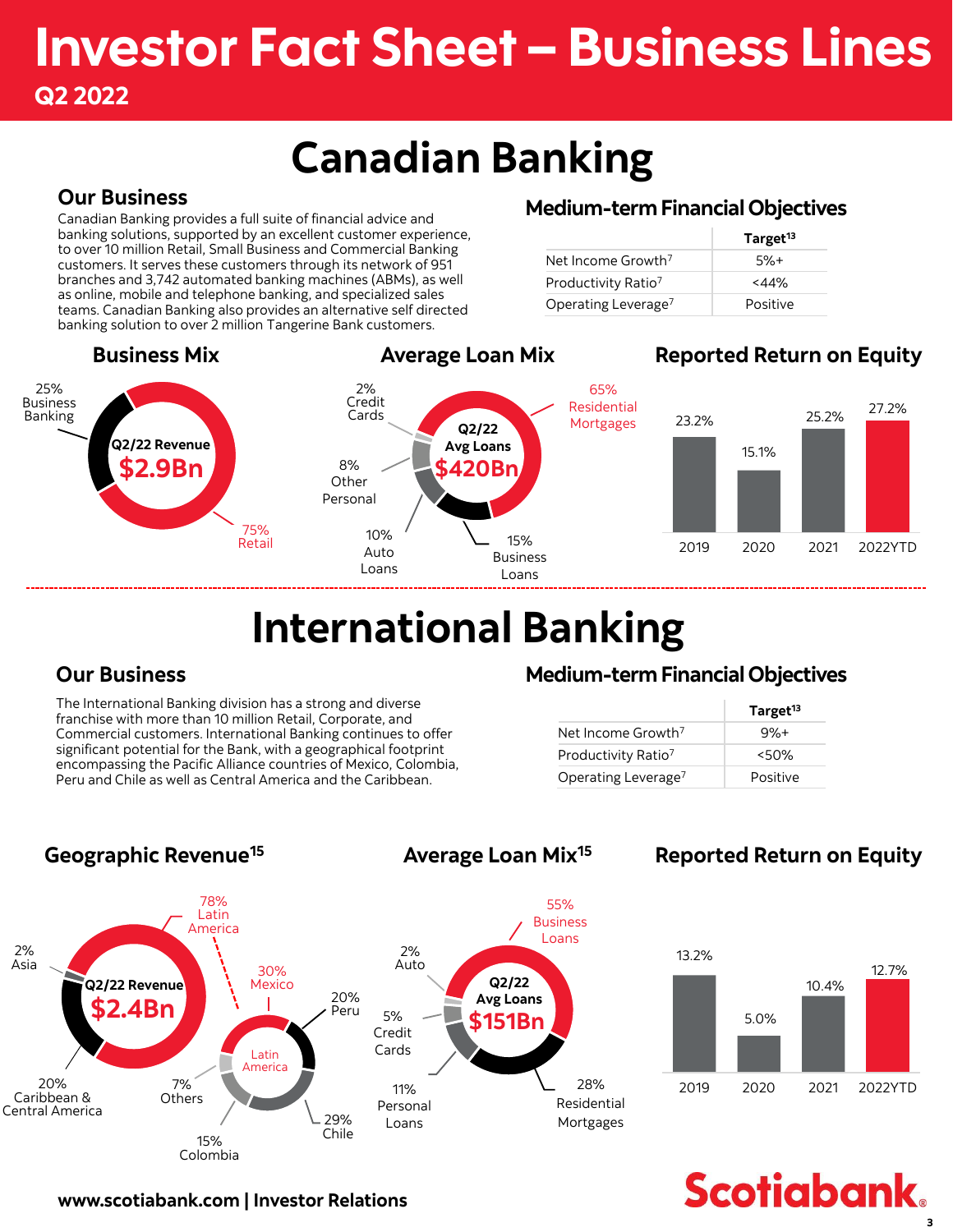# Investor Fact Sheet – Business Lines

**Q2 2022**

## Canadian Banking

### Our Business

Canadian Banking provides a full suite of financial advice and banking solutions, supported by an excellent customer experience, to over 10 million Retail, Small Business and Commercial Banking customers. It serves these customers through its network of 951 branches and 3,742 automated banking machines (ABMs), as well as online, mobile and telephone banking, and specialized sales teams. Canadian Banking also provides an alternative self directed banking solution to over 2 million Tangerine Bank customers.

### Medium-term Financial Objectives

| | Target[13] |
|---|---|
| Net Income Growth[7] | 5%+ |
| Productivity Ratio[7] | <44% |
| Operating Leverage[7] | Positive |

### Business Mix

Q2/22 Revenue
$2.9Bn

25% Business Banking

75% Retail

### Average Loan Mix

Q2/22 Avg Loans
$420Bn

65% Residential Mortgages

15% Business Loans

10% Auto Loans

8% Other Personal

2% Credit Cards

### Reported Return on Equity

2019: 23.2%

2020: 15.1%

2021: 25.2%

2022YTD: 27.2%

## International Banking

### Our Business

The International Banking division has a strong and diverse franchise with more than 10 million Retail, Corporate, and Commercial customers. International Banking continues to offer significant potential for the Bank, with a geographical footprint encompassing the Pacific Alliance countries of Mexico, Colombia, Peru and Chile as well as Central America and the Caribbean.

### Medium-term Financial Objectives

| | Target[13] |
|---|---|
| Net Income Growth[7] | 9%+ |
| Productivity Ratio[7] | <50% |
| Operating Leverage[7] | Positive |

### Geographic Revenue[15]

Q2/22 Revenue
$2.4Bn

78% Latin America

20% Caribbean & Central America

2% Asia

Latin America

30% Mexico

20% Peru

29% Chile

15% Colombia

7% Others

### Average Loan Mix[15]

Q2/22 Avg Loans
$151Bn

55% Business Loans

28% Residential Mortgages

11% Personal Loans

5% Credit Cards

2% Auto

### Reported Return on Equity

2019: 13.2%

2020: 5.0%

2021: 10.4%

2022YTD: 12.7%

**www.scotiabank.com | Investor Relations**

Scotiabank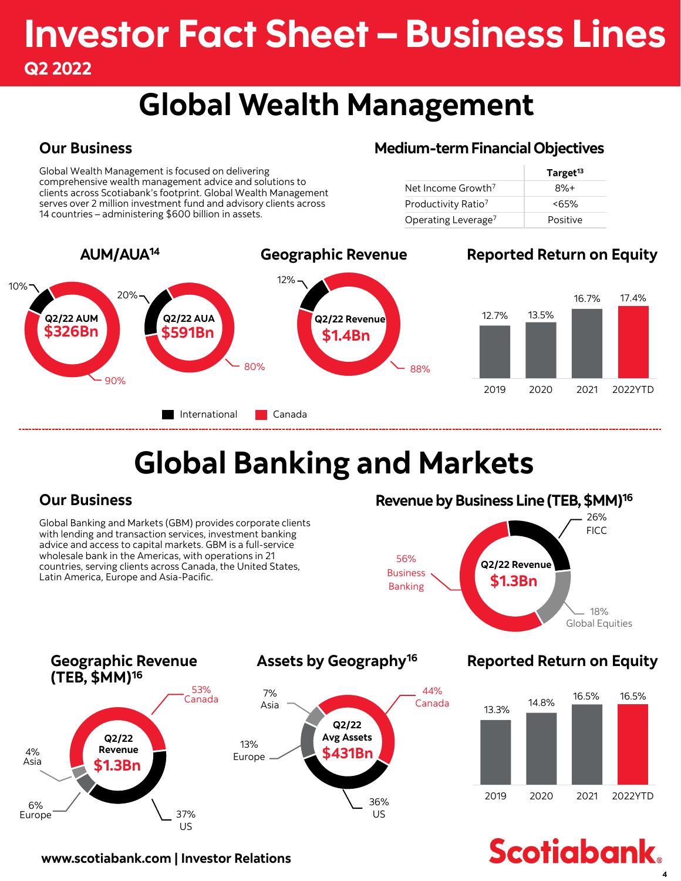# Investor Fact Sheet – Business Lines

**Q2 2022**

## Global Wealth Management

### Our Business

Global Wealth Management is focused on delivering comprehensive wealth management advice and solutions to clients across Scotiabank's footprint. Global Wealth Management serves over 2 million investment fund and advisory clients across 14 countries – administering $600 billion in assets.

### Medium-term Financial Objectives

| | Target[13] |
|---|---|
| Net Income Growth[7] | 8%+ |
| Productivity Ratio[7] | <65% |
| Operating Leverage[7] | Positive |

### AUM/AUA[14]

Q2/22 AUM
$326Bn
10%
90%

Q2/22 AUA
$591Bn
20%
80%

### Geographic Revenue

Q2/22 Revenue
$1.4Bn
12%
88%

International
Canada

### Reported Return on Equity

12.7%
13.5%
16.7%
17.4%

2019
2020
2021
2022YTD

## Global Banking and Markets

### Our Business

Global Banking and Markets (GBM) provides corporate clients with lending and transaction services, investment banking advice and access to capital markets. GBM is a full-service wholesale bank in the Americas, with operations in 21 countries, serving clients across Canada, the United States, Latin America, Europe and Asia-Pacific.

### Revenue by Business Line (TEB, $MM)[16]

Q2/22 Revenue
$1.3Bn
26% FICC
18% Global Equities
56% Business Banking

### Geographic Revenue (TEB, $MM)[16]

Q2/22 Revenue
$1.3Bn
53% Canada
37% US
6% Europe
4% Asia

### Assets by Geography[16]

Q2/22 Avg Assets
$431Bn
44% Canada
36% US
13% Europe
7% Asia

### Reported Return on Equity

13.3%
14.8%
16.5%
16.5%

2019
2020
2021
2022YTD

**www.scotiabank.com | Investor Relations**

Scotiabank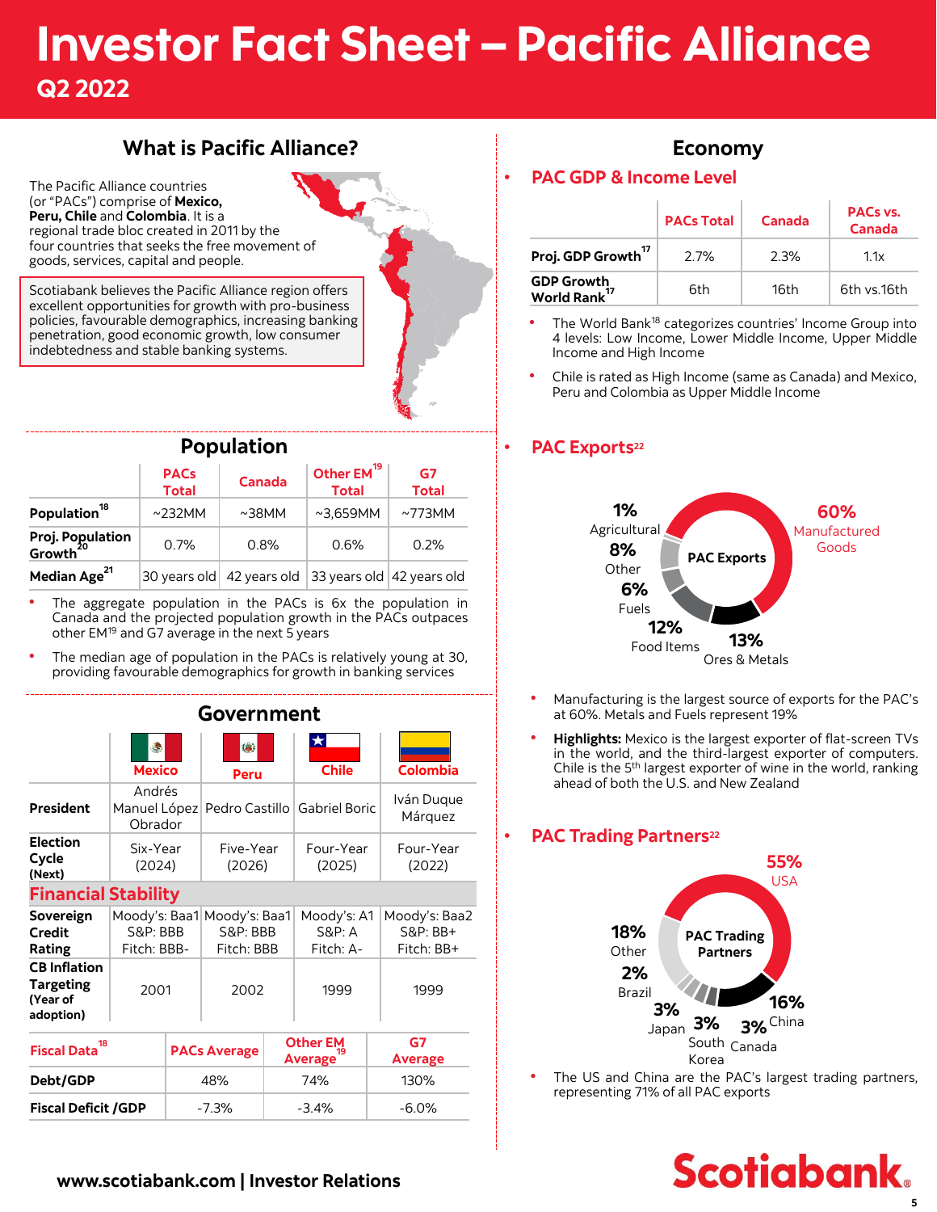# Investor Fact Sheet – Pacific Alliance

## Q2 2022

## What is Pacific Alliance?

The Pacific Alliance countries (or "PACs") comprise of **Mexico, Peru, Chile** and **Colombia**. It is a regional trade bloc created in 2011 by the four countries that seeks the free movement of goods, services, capital and people.

Scotiabank believes the Pacific Alliance region offers excellent opportunities for growth with pro-business policies, favourable demographics, increasing banking penetration, good economic growth, low consumer indebtedness and stable banking systems.

## Population

| | PACs Total | Canada | Other EM[19] Total | G7 Total |
|---|---|---|---|---|
| **Population[18]** | ~232MM | ~38MM | ~3,659MM | ~773MM |
| **Proj. Population Growth[20]** | 0.7% | 0.8% | 0.6% | 0.2% |
| **Median Age[21]** | 30 years old | 42 years old | 33 years old | 42 years old |

- The aggregate population in the PACs is 6x the population in Canada and the projected population growth in the PACs outpaces other EM[19] and G7 average in the next 5 years
- The median age of population in the PACs is relatively young at 30, providing favourable demographics for growth in banking services

## Government

| | Mexico | Peru | Chile | Colombia |
|---|---|---|---|---|
| **President** | Andrés Manuel López Obrador | Pedro Castillo | Gabriel Boric | Iván Duque Márquez |
| **Election Cycle (Next)** | Six-Year (2024) | Five-Year (2026) | Four-Year (2025) | Four-Year (2022) |
| **Financial Stability** | | | | |
| **Sovereign Credit Rating** | Moody's: Baa1 S&P: BBB Fitch: BBB- | Moody's: Baa1 S&P: BBB Fitch: BBB | Moody's: A1 S&P: A Fitch: A- | Moody's: Baa2 S&P: BB+ Fitch: BB+ |
| **CB Inflation Targeting (Year of adoption)** | 2001 | 2002 | 1999 | 1999 |

| Fiscal Data[18] | PACs Average | Other EM Average[19] | G7 Average |
|---|---|---|---|
| **Debt/GDP** | 48% | 74% | 130% |
| **Fiscal Deficit /GDP** | -7.3% | -3.4% | -6.0% |

## Economy

### PAC GDP & Income Level

| | PACs Total | Canada | PACs vs. Canada |
|---|---|---|---|
| **Proj. GDP Growth[17]** | 2.7% | 2.3% | 1.1x |
| **GDP Growth World Rank[17]** | 6th | 16th | 6th vs.16th |

- The World Bank[18] categorizes countries' Income Group into 4 levels: Low Income, Lower Middle Income, Upper Middle Income and High Income
- Chile is rated as High Income (same as Canada) and Mexico, Peru and Colombia as Upper Middle Income

### PAC Exports[22]

PAC Exports
60% Manufactured Goods
13% Ores & Metals
12% Food Items
6% Fuels
8% Other
1% Agricultural

- Manufacturing is the largest source of exports for the PAC's at 60%. Metals and Fuels represent 19%
- **Highlights:** Mexico is the largest exporter of flat-screen TVs in the world, and the third-largest exporter of computers. Chile is the 5th largest exporter of wine in the world, ranking ahead of both the U.S. and New Zealand

### PAC Trading Partners[22]

PAC Trading Partners
55% USA
16% China
3% Canada
3% South Korea
3% Japan
2% Brazil
18% Other

- The US and China are the PAC's largest trading partners, representing 71% of all PAC exports

**www.scotiabank.com | Investor Relations**

Scotiabank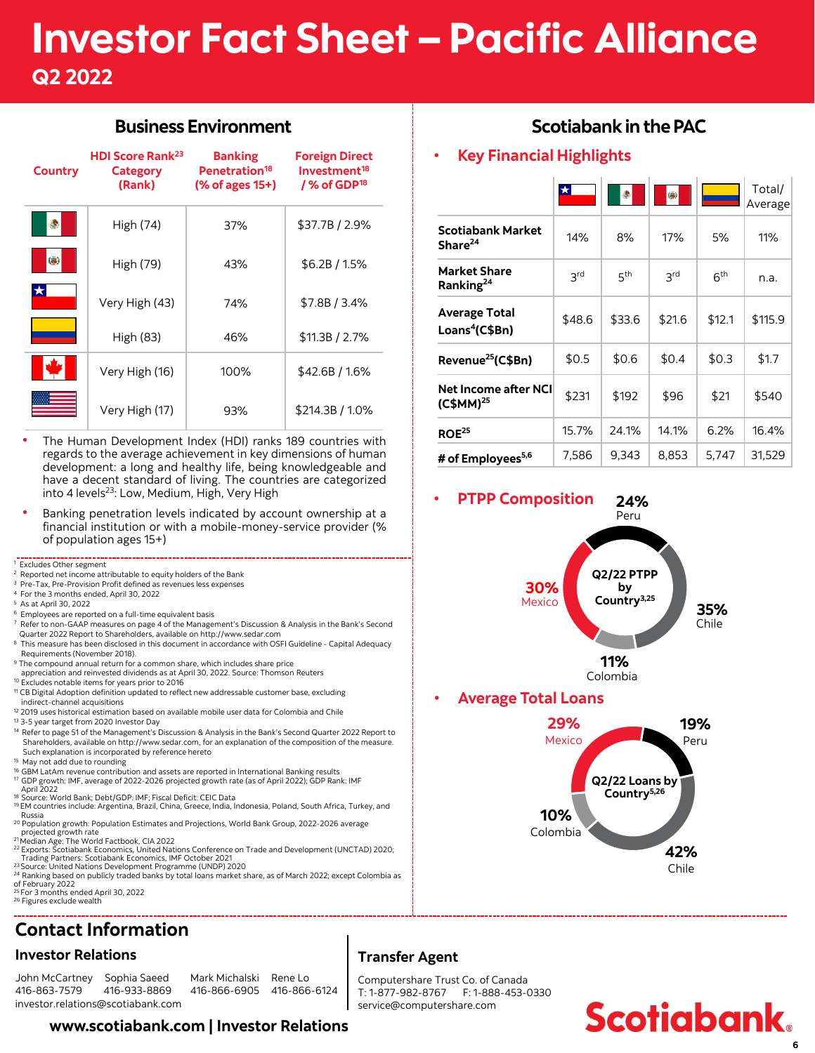# Investor Fact Sheet – Pacific Alliance

## Q2 2022

## Business Environment

| Country | HDI Score Rank[23] Category (Rank) | Banking Penetration[18] (% of ages 15+) | Foreign Direct Investment[18] / % of GDP[18] |
|---|---|---|---|
| Mexico | High (74) | 37% | $37.7B / 2.9% |
| Peru | High (79) | 43% | $6.2B / 1.5% |
| Chile | Very High (43) | 74% | $7.8B / 3.4% |
| Colombia | High (83) | 46% | $11.3B / 2.7% |
| Canada | Very High (16) | 100% | $42.6B / 1.6% |
| U.S. | Very High (17) | 93% | $214.3B / 1.0% |

- The Human Development Index (HDI) ranks 189 countries with regards to the average achievement in key dimensions of human development: a long and healthy life, being knowledgeable and have a decent standard of living. The countries are categorized into 4 levels[23]: Low, Medium, High, Very High
- Banking penetration levels indicated by account ownership at a financial institution or with a mobile-money-service provider (% of population ages 15+)

## Scotiabank in the PAC

- **Key Financial Highlights**

| | Chile | Mexico | Peru | Colombia | Total/ Average |
|---|---|---|---|---|---|
| Scotiabank Market Share[24] | 14% | 8% | 17% | 5% | 11% |
| Market Share Ranking[24] | 3rd | 5th | 3rd | 6th | n.a. |
| Average Total Loans[4](C$Bn) | $48.6 | $33.6 | $21.6 | $12.1 | $115.9 |
| Revenue[25](C$Bn) | $0.5 | $0.6 | $0.4 | $0.3 | $1.7 |
| Net Income after NCI (C$MM)[25] | $231 | $192 | $96 | $21 | $540 |
| ROE[25] | 15.7% | 24.1% | 14.1% | 6.2% | 16.4% |
| # of Employees[5,6] | 7,586 | 9,343 | 8,853 | 5,747 | 31,529 |

- **PTPP Composition**

Q2/22 PTPP by Country[3,25]

24% Peru
35% Chile
11% Colombia
30% Mexico

- **Average Total Loans**

Q2/22 Loans by Country[5,26]

19% Peru
42% Chile
10% Colombia
29% Mexico

---

[1] Excludes Other segment
[2] Reported net income attributable to equity holders of the Bank
[3] Pre-Tax, Pre-Provision Profit defined as revenues less expenses
[4] For the 3 months ended, April 30, 2022
[5] As at April 30, 2022
[6] Employees are reported on a full-time equivalent basis
[7] Refer to non-GAAP measures on page 4 of the Management's Discussion & Analysis in the Bank's Second Quarter 2022 Report to Shareholders, available on http://www.sedar.com
[8] This measure has been disclosed in this document in accordance with OSFI Guideline - Capital Adequacy Requirements (November 2018).
[9] The compound annual return for a common share, which includes share price appreciation and reinvested dividends as at April 30, 2022. Source: Thomson Reuters
[10] Excludes notable items for years prior to 2016
[11] CB Digital Adoption definition updated to reflect new addressable customer base, excluding indirect-channel acquisitions
[12] 2019 uses historical estimation based on available mobile user data for Colombia and Chile
[13] 3-5 year target from 2020 Investor Day
[14] Refer to page 51 of the Management's Discussion & Analysis in the Bank's Second Quarter 2022 Report to Shareholders, available on http://www.sedar.com, for an explanation of the composition of the measure. Such explanation is incorporated by reference hereto
[15] May not add due to rounding
[16] GBM LatAm revenue contribution and assets are reported in International Banking results
[17] GDP growth: IMF, average of 2022-2026 projected growth rate (as of April 2022); GDP Rank: IMF April 2022
[18] Source: World Bank; Debt/GDP: IMF; Fiscal Deficit: CEIC Data
[19] EM countries include: Argentina, Brazil, China, Greece, India, Indonesia, Poland, South Africa, Turkey, and Russia
[20] Population growth: Population Estimates and Projections, World Bank Group, 2022-2026 average projected growth rate
[21] Median Age: The World Factbook, CIA 2022
[22] Exports: Scotiabank Economics, United Nations Conference on Trade and Development (UNCTAD) 2020; Trading Partners: Scotiabank Economics, IMF October 2021
[23] Source: United Nations Development Programme (UNDP) 2020
[24] Ranking based on publicly traded banks by total loans market share, as of March 2022; except Colombia as of February 2022
[25] For 3 months ended April 30, 2022
[26] Figures exclude wealth

## Contact Information

### Investor Relations

John McCartney 416-863-7579
Sophia Saeed 416-933-8869
Mark Michalski 416-866-6905
Rene Lo 416-866-6124
investor.relations@scotiabank.com

**www.scotiabank.com | Investor Relations**

### Transfer Agent

Computershare Trust Co. of Canada
T: 1-877-982-8767 F: 1-888-453-0330
service@computershare.com

Scotiabank